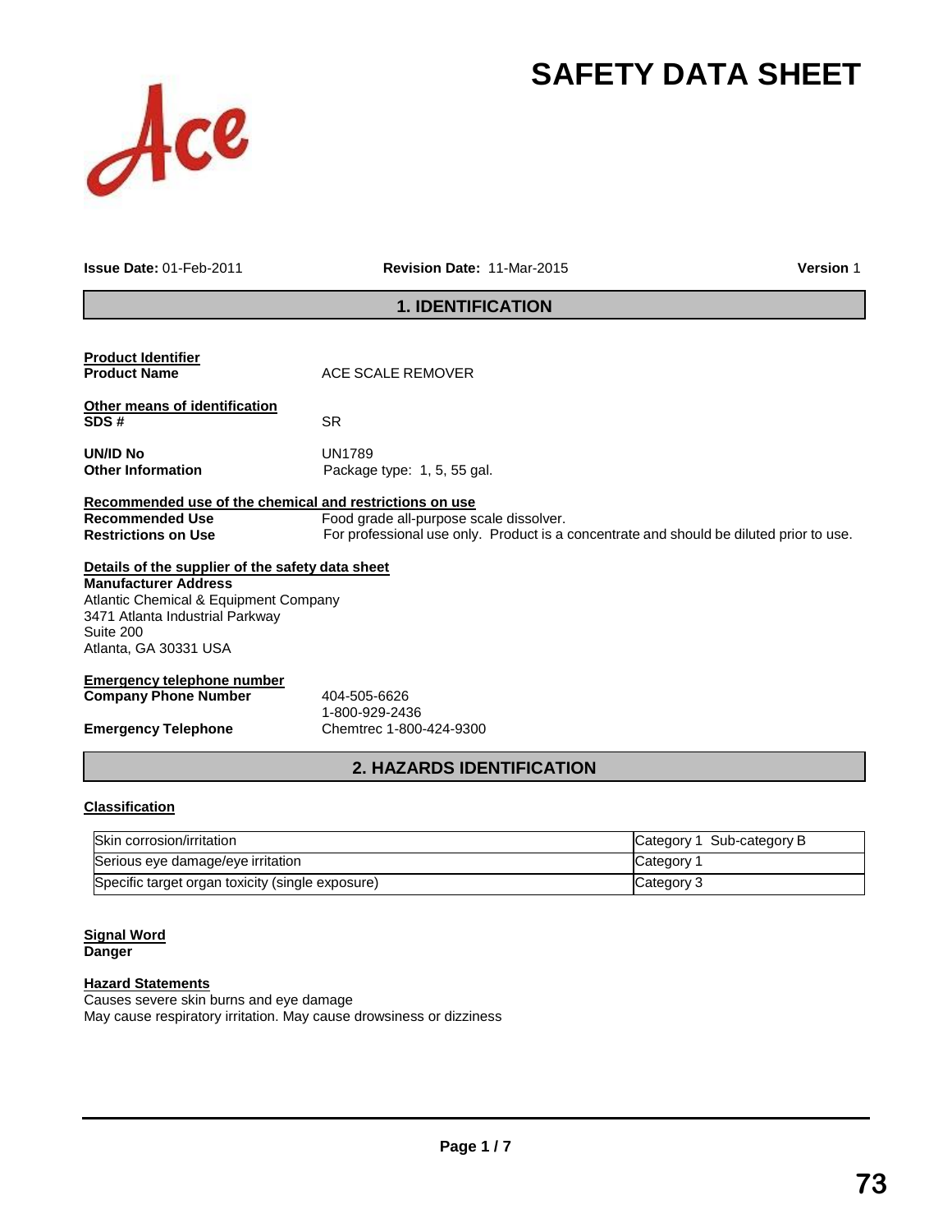# SAFETY DATA SHEET

**Issue Date:** 01-Feb-2011 **Revision Date:** 11-Mar-2015 **Version** 1

## 1. IDENTIFICATION

**Product Identifier**

**Product Name** ACE SCALE REMOVER

**Other means of identification**

**SDS #** SR

**UN/ID No** UN1789

**Other Information** Package type: 1, 5, 55 gal.

**Recommended use of the chemical and restrictions on use**

**Recommended Use** Food grade all-purpose scale dissolver.

**Restrictions on Use** For professional use only. Product is a concentrate and should be diluted prior to use.

**Details of the supplier of the safety data sheet**

**Manufacturer Address**
Atlantic Chemical & Equipment Company
3471 Atlanta Industrial Parkway
Suite 200
Atlanta, GA 30331 USA

**Emergency telephone number**

**Company Phone Number** 404-505-6626
1-800-929-2436

**Emergency Telephone** Chemtrec 1-800-424-9300

## 2. HAZARDS IDENTIFICATION

**Classification**

| Hazard | Category |
|---|---|
| Skin corrosion/irritation | Category 1 Sub-category B |
| Serious eye damage/eye irritation | Category 1 |
| Specific target organ toxicity (single exposure) | Category 3 |

**Signal Word**

**Danger**

**Hazard Statements**

Causes severe skin burns and eye damage
May cause respiratory irritation. May cause drowsiness or dizziness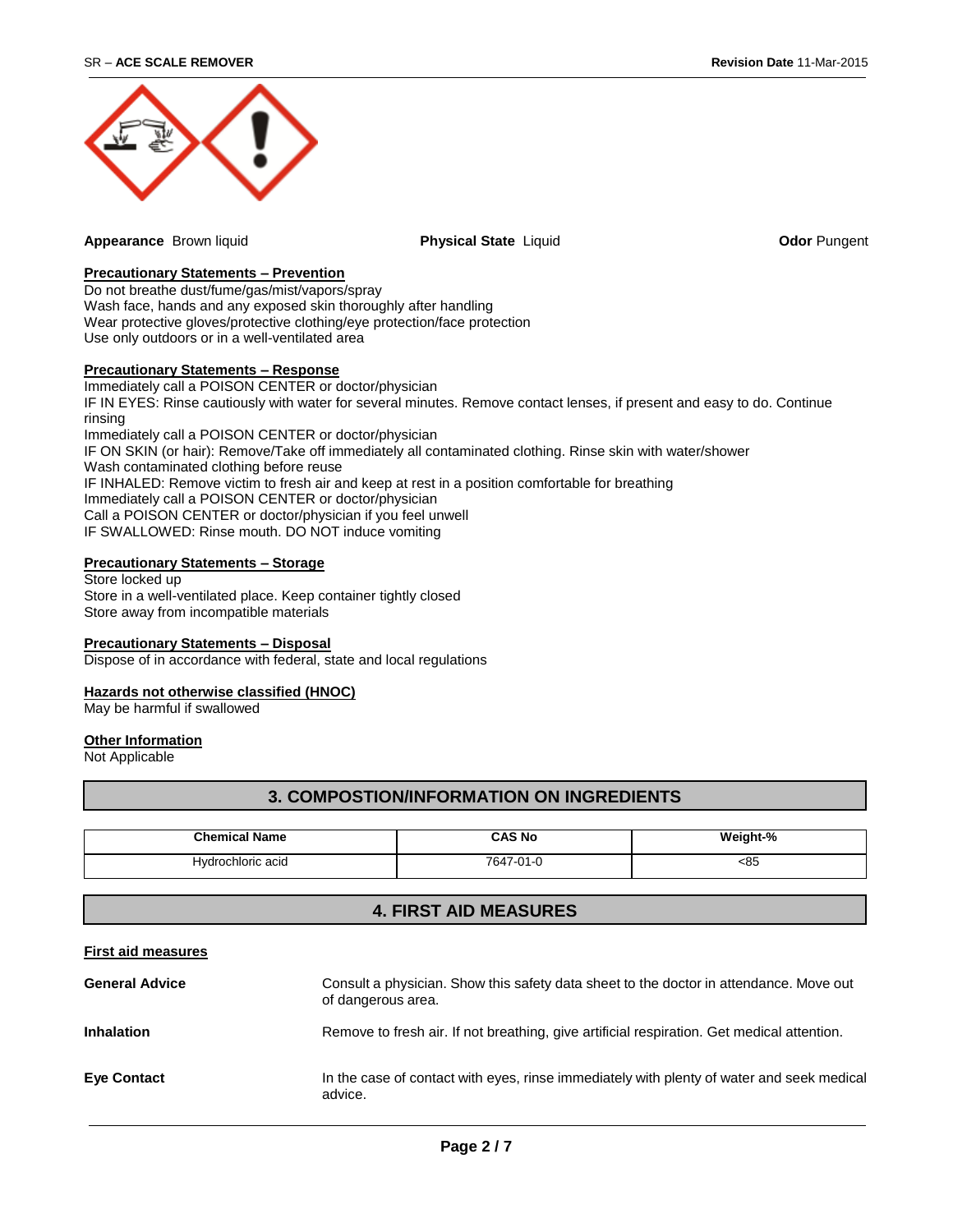**Appearance** Brown liquid **Physical State** Liquid **Odor** Pungent

**Precautionary Statements – Prevention**

Do not breathe dust/fume/gas/mist/vapors/spray
Wash face, hands and any exposed skin thoroughly after handling
Wear protective gloves/protective clothing/eye protection/face protection
Use only outdoors or in a well-ventilated area

**Precautionary Statements – Response**

Immediately call a POISON CENTER or doctor/physician
IF IN EYES: Rinse cautiously with water for several minutes. Remove contact lenses, if present and easy to do. Continue rinsing
Immediately call a POISON CENTER or doctor/physician
IF ON SKIN (or hair): Remove/Take off immediately all contaminated clothing. Rinse skin with water/shower
Wash contaminated clothing before reuse
IF INHALED: Remove victim to fresh air and keep at rest in a position comfortable for breathing
Immediately call a POISON CENTER or doctor/physician
Call a POISON CENTER or doctor/physician if you feel unwell
IF SWALLOWED: Rinse mouth. DO NOT induce vomiting

**Precautionary Statements – Storage**

Store locked up
Store in a well-ventilated place. Keep container tightly closed
Store away from incompatible materials

**Precautionary Statements – Disposal**

Dispose of in accordance with federal, state and local regulations

**Hazards not otherwise classified (HNOC)**

May be harmful if swallowed

**Other Information**

Not Applicable

## 3. COMPOSTION/INFORMATION ON INGREDIENTS

| Chemical Name | CAS No | Weight-% |
|---|---|---|
| Hydrochloric acid | 7647-01-0 | <85 |

## 4. FIRST AID MEASURES

**First aid measures**

**General Advice** Consult a physician. Show this safety data sheet to the doctor in attendance. Move out of dangerous area.

**Inhalation** Remove to fresh air. If not breathing, give artificial respiration. Get medical attention.

**Eye Contact** In the case of contact with eyes, rinse immediately with plenty of water and seek medical advice.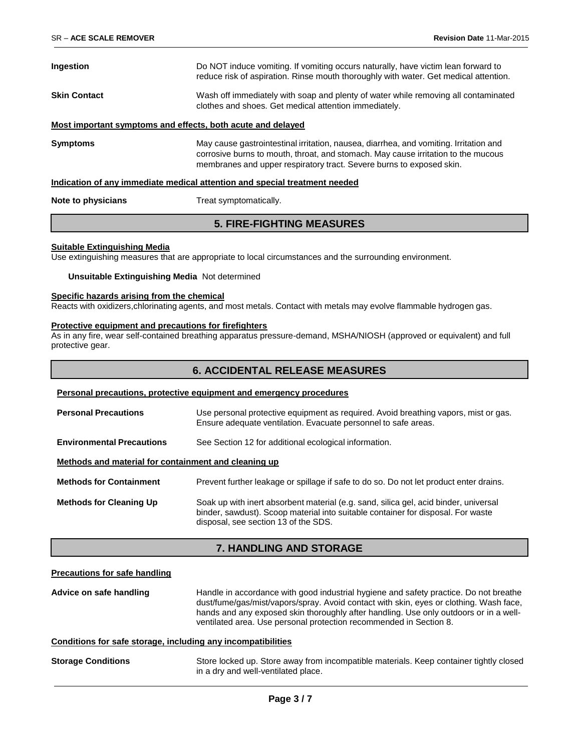**Ingestion** Do NOT induce vomiting. If vomiting occurs naturally, have victim lean forward to reduce risk of aspiration. Rinse mouth thoroughly with water. Get medical attention.

**Skin Contact** Wash off immediately with soap and plenty of water while removing all contaminated clothes and shoes. Get medical attention immediately.

**Most important symptoms and effects, both acute and delayed**

**Symptoms** May cause gastrointestinal irritation, nausea, diarrhea, and vomiting. Irritation and corrosive burns to mouth, throat, and stomach. May cause irritation to the mucous membranes and upper respiratory tract. Severe burns to exposed skin.

**Indication of any immediate medical attention and special treatment needed**

**Note to physicians** Treat symptomatically.

## 5. FIRE-FIGHTING MEASURES

**Suitable Extinguishing Media**

Use extinguishing measures that are appropriate to local circumstances and the surrounding environment.

**Unsuitable Extinguishing Media** Not determined

**Specific hazards arising from the chemical**

Reacts with oxidizers,chlorinating agents, and most metals. Contact with metals may evolve flammable hydrogen gas.

**Protective equipment and precautions for firefighters**

As in any fire, wear self-contained breathing apparatus pressure-demand, MSHA/NIOSH (approved or equivalent) and full protective gear.

## 6. ACCIDENTAL RELEASE MEASURES

**Personal precautions, protective equipment and emergency procedures**

**Personal Precautions** Use personal protective equipment as required. Avoid breathing vapors, mist or gas. Ensure adequate ventilation. Evacuate personnel to safe areas.

**Environmental Precautions** See Section 12 for additional ecological information.

**Methods and material for containment and cleaning up**

**Methods for Containment** Prevent further leakage or spillage if safe to do so. Do not let product enter drains.

**Methods for Cleaning Up** Soak up with inert absorbent material (e.g. sand, silica gel, acid binder, universal binder, sawdust). Scoop material into suitable container for disposal. For waste disposal, see section 13 of the SDS.

## 7. HANDLING AND STORAGE

**Precautions for safe handling**

**Advice on safe handling** Handle in accordance with good industrial hygiene and safety practice. Do not breathe dust/fume/gas/mist/vapors/spray. Avoid contact with skin, eyes or clothing. Wash face, hands and any exposed skin thoroughly after handling. Use only outdoors or in a well-ventilated area. Use personal protection recommended in Section 8.

**Conditions for safe storage, including any incompatibilities**

**Storage Conditions** Store locked up. Store away from incompatible materials. Keep container tightly closed in a dry and well-ventilated place.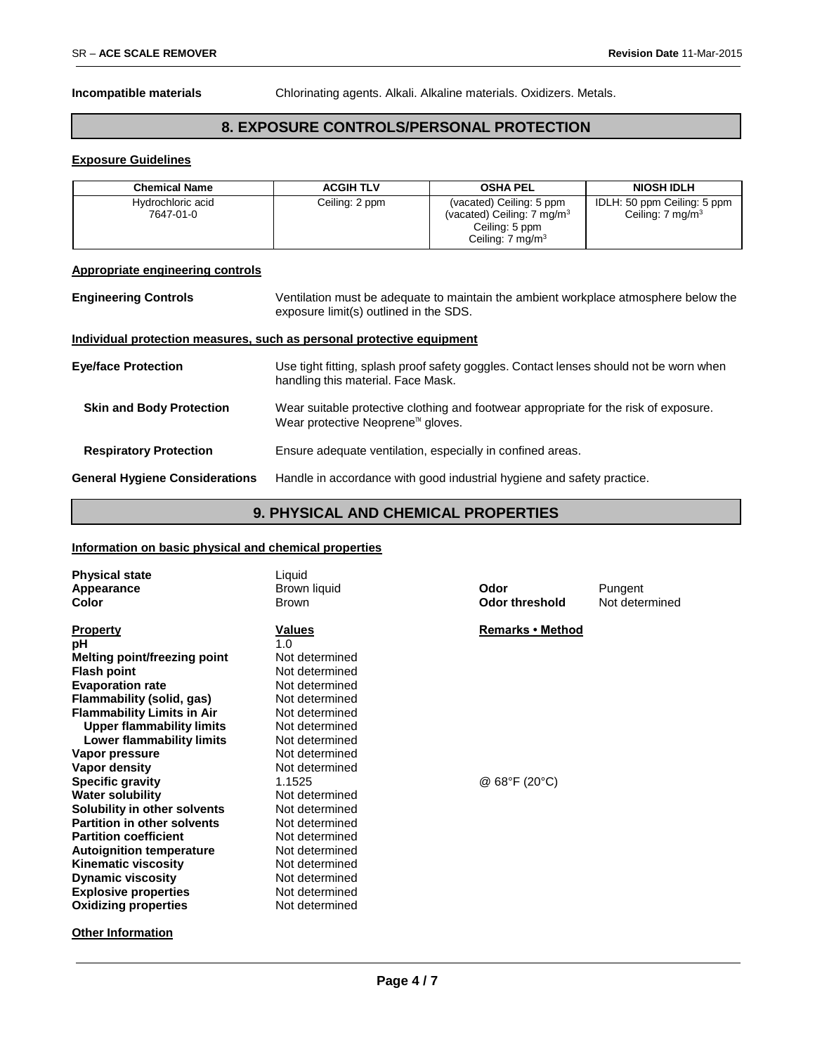**Incompatible materials** Chlorinating agents. Alkali. Alkaline materials. Oxidizers. Metals.

## 8. EXPOSURE CONTROLS/PERSONAL PROTECTION

### Exposure Guidelines

| Chemical Name | ACGIH TLV | OSHA PEL | NIOSH IDLH |
|---|---|---|---|
| Hydrochloric acid 7647-01-0 | Ceiling: 2 ppm | (vacated) Ceiling: 5 ppm (vacated) Ceiling: 7 mg/m$^3$ Ceiling: 5 ppm Ceiling: 7 mg/m$^3$ | IDLH: 50 ppm Ceiling: 5 ppm Ceiling: 7 mg/m$^3$ |

### Appropriate engineering controls

**Engineering Controls** Ventilation must be adequate to maintain the ambient workplace atmosphere below the exposure limit(s) outlined in the SDS.

### Individual protection measures, such as personal protective equipment

**Eye/face Protection** Use tight fitting, splash proof safety goggles. Contact lenses should not be worn when handling this material. Face Mask.

**Skin and Body Protection** Wear suitable protective clothing and footwear appropriate for the risk of exposure. Wear protective Neoprene™ gloves.

**Respiratory Protection** Ensure adequate ventilation, especially in confined areas.

**General Hygiene Considerations** Handle in accordance with good industrial hygiene and safety practice.

## 9. PHYSICAL AND CHEMICAL PROPERTIES

### Information on basic physical and chemical properties

**Physical state** Liquid
**Appearance** Brown liquid
**Color** Brown
**Odor** Pungent
**Odor threshold** Not determined

| Property | Values | Remarks • Method |
|---|---|---|
| pH | 1.0 | |
| Melting point/freezing point | Not determined | |
| Flash point | Not determined | |
| Evaporation rate | Not determined | |
| Flammability (solid, gas) | Not determined | |
| Flammability Limits in Air | Not determined | |
| Upper flammability limits | Not determined | |
| Lower flammability limits | Not determined | |
| Vapor pressure | Not determined | |
| Vapor density | Not determined | |
| Specific gravity | 1.1525 | @ 68°F (20°C) |
| Water solubility | Not determined | |
| Solubility in other solvents | Not determined | |
| Partition in other solvents | Not determined | |
| Partition coefficient | Not determined | |
| Autoignition temperature | Not determined | |
| Kinematic viscosity | Not determined | |
| Dynamic viscosity | Not determined | |
| Explosive properties | Not determined | |
| Oxidizing properties | Not determined | |

### Other Information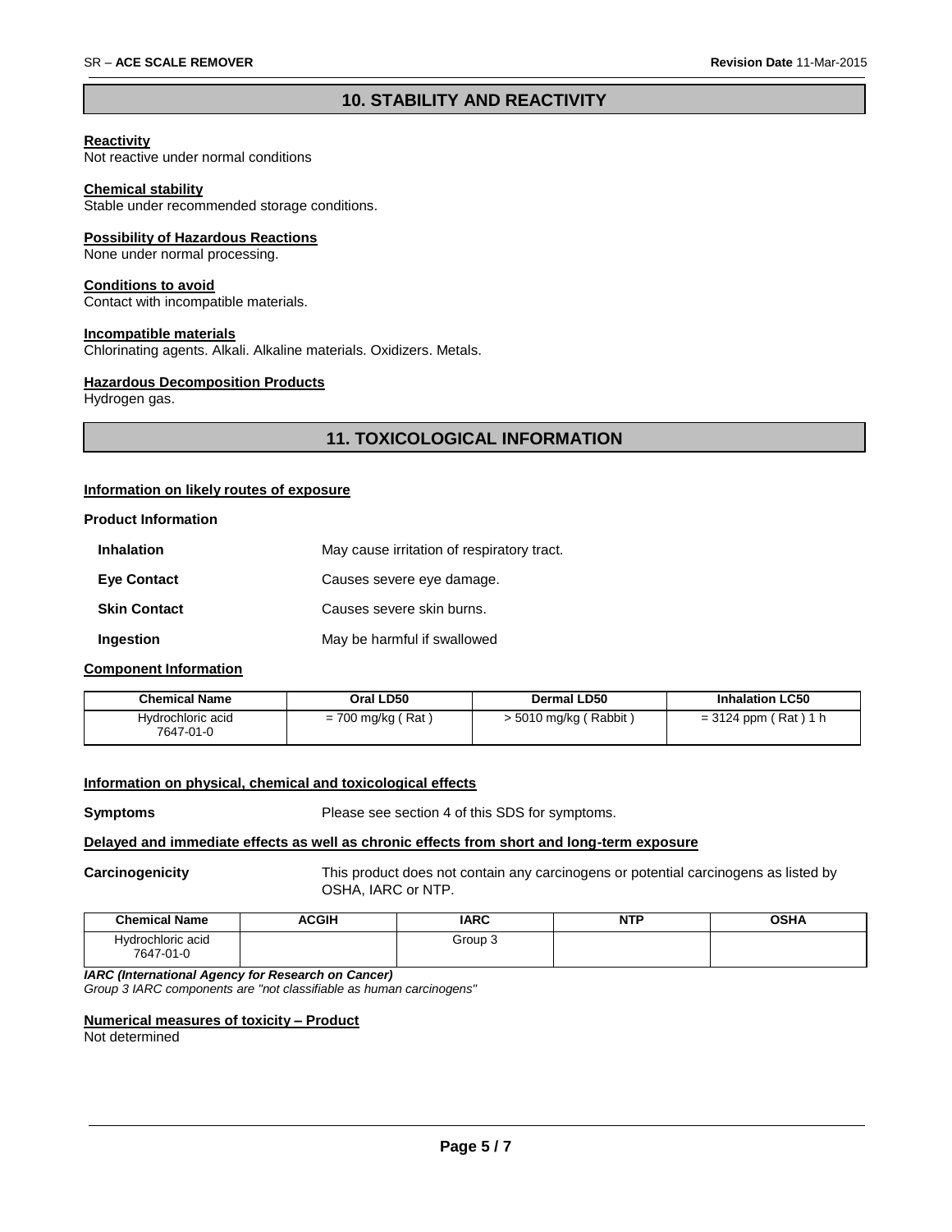## 10. STABILITY AND REACTIVITY

**Reactivity**
Not reactive under normal conditions

**Chemical stability**
Stable under recommended storage conditions.

**Possibility of Hazardous Reactions**
None under normal processing.

**Conditions to avoid**
Contact with incompatible materials.

**Incompatible materials**
Chlorinating agents. Alkali. Alkaline materials. Oxidizers. Metals.

**Hazardous Decomposition Products**
Hydrogen gas.

## 11. TOXICOLOGICAL INFORMATION

**Information on likely routes of exposure**

**Product Information**

| | |
|---|---|
| **Inhalation** | May cause irritation of respiratory tract. |
| **Eye Contact** | Causes severe eye damage. |
| **Skin Contact** | Causes severe skin burns. |
| **Ingestion** | May be harmful if swallowed |

**Component Information**

| Chemical Name | Oral LD50 | Dermal LD50 | Inhalation LC50 |
|---|---|---|---|
| Hydrochloric acid 7647-01-0 | = 700 mg/kg ( Rat ) | > 5010 mg/kg ( Rabbit ) | = 3124 ppm ( Rat ) 1 h |

**Information on physical, chemical and toxicological effects**

**Symptoms** Please see section 4 of this SDS for symptoms.

**Delayed and immediate effects as well as chronic effects from short and long-term exposure**

**Carcinogenicity** This product does not contain any carcinogens or potential carcinogens as listed by OSHA, IARC or NTP.

| Chemical Name | ACGIH | IARC | NTP | OSHA |
|---|---|---|---|---|
| Hydrochloric acid 7647-01-0 | | Group 3 | | |

***IARC (International Agency for Research on Cancer)***
*Group 3 IARC components are "not classifiable as human carcinogens"*

**Numerical measures of toxicity – Product**
Not determined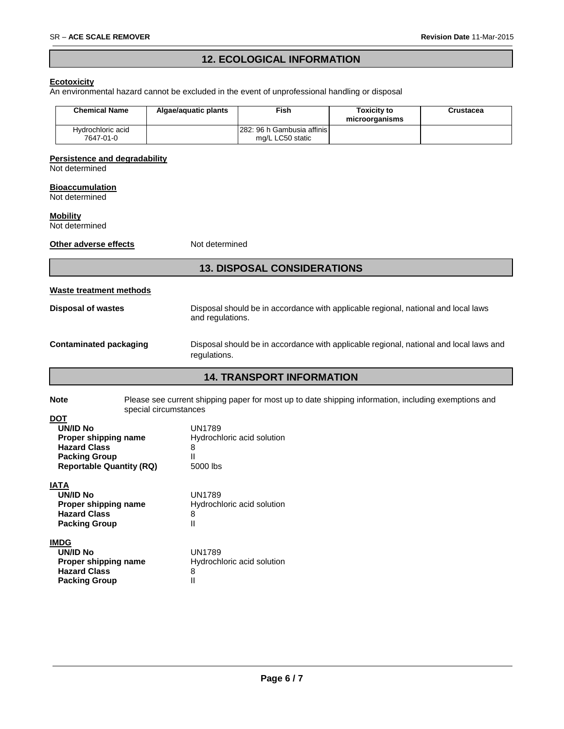## 12. ECOLOGICAL INFORMATION

**Ecotoxicity**

An environmental hazard cannot be excluded in the event of unprofessional handling or disposal

| Chemical Name | Algae/aquatic plants | Fish | Toxicity to microorganisms | Crustacea |
|---|---|---|---|---|
| Hydrochloric acid 7647-01-0 | | 282: 96 h Gambusia affinis mg/L LC50 static | | |

**Persistence and degradability**

Not determined

**Bioaccumulation**

Not determined

**Mobility**

Not determined

**Other adverse effects** Not determined

## 13. DISPOSAL CONSIDERATIONS

**Waste treatment methods**

**Disposal of wastes** Disposal should be in accordance with applicable regional, national and local laws and regulations.

**Contaminated packaging** Disposal should be in accordance with applicable regional, national and local laws and regulations.

## 14. TRANSPORT INFORMATION

**Note** Please see current shipping paper for most up to date shipping information, including exemptions and special circumstances

**DOT**

- **UN/ID No** UN1789
- **Proper shipping name** Hydrochloric acid solution
- **Hazard Class** 8
- **Packing Group** II
- **Reportable Quantity (RQ)** 5000 lbs

**IATA**

- **UN/ID No** UN1789
- **Proper shipping name** Hydrochloric acid solution
- **Hazard Class** 8
- **Packing Group** II

**IMDG**

- **UN/ID No** UN1789
- **Proper shipping name** Hydrochloric acid solution
- **Hazard Class** 8
- **Packing Group** II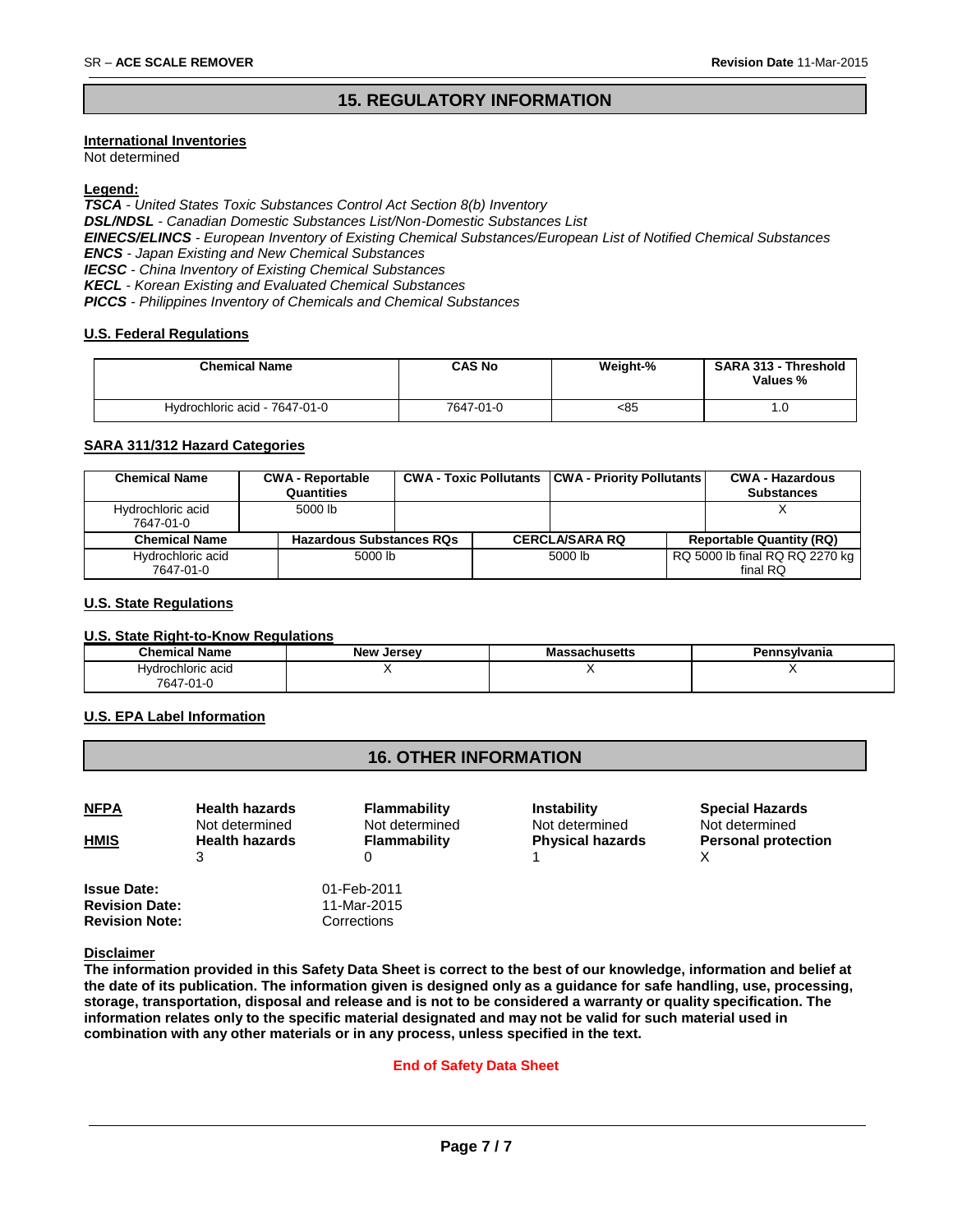## 15. REGULATORY INFORMATION

**International Inventories**

Not determined

**Legend:**

***TSCA*** *- United States Toxic Substances Control Act Section 8(b) Inventory*
***DSL/NDSL*** *- Canadian Domestic Substances List/Non-Domestic Substances List*
***EINECS/ELINCS*** *- European Inventory of Existing Chemical Substances/European List of Notified Chemical Substances*
***ENCS*** *- Japan Existing and New Chemical Substances*
***IECSC*** *- China Inventory of Existing Chemical Substances*
***KECL*** *- Korean Existing and Evaluated Chemical Substances*
***PICCS*** *- Philippines Inventory of Chemicals and Chemical Substances*

**U.S. Federal Regulations**

| Chemical Name | CAS No | Weight-% | SARA 313 - Threshold Values % |
|---|---|---|---|
| Hydrochloric acid - 7647-01-0 | 7647-01-0 | <85 | 1.0 |

**SARA 311/312 Hazard Categories**

| Chemical Name | CWA - Reportable Quantities | CWA - Toxic Pollutants | CWA - Priority Pollutants | CWA - Hazardous Substances |
|---|---|---|---|---|
| Hydrochloric acid 7647-01-0 | 5000 lb | | | X |

| Chemical Name | Hazardous Substances RQs | CERCLA/SARA RQ | Reportable Quantity (RQ) |
|---|---|---|---|
| Hydrochloric acid 7647-01-0 | 5000 lb | 5000 lb | RQ 5000 lb final RQ RQ 2270 kg final RQ |

**U.S. State Regulations**

**U.S. State Right-to-Know Regulations**

| Chemical Name | New Jersey | Massachusetts | Pennsylvania |
|---|---|---|---|
| Hydrochloric acid 7647-01-0 | X | X | X |

**U.S. EPA Label Information**

## 16. OTHER INFORMATION

| | | | | |
|---|---|---|---|---|
| **NFPA** | **Health hazards** Not determined | **Flammability** Not determined | **Instability** Not determined | **Special Hazards** Not determined |
| **HMIS** | **Health hazards** 3 | **Flammability** 0 | **Physical hazards** 1 | **Personal protection** X |

**Issue Date:** 01-Feb-2011
**Revision Date:** 11-Mar-2015
**Revision Note:** Corrections

**Disclaimer**

**The information provided in this Safety Data Sheet is correct to the best of our knowledge, information and belief at the date of its publication. The information given is designed only as a guidance for safe handling, use, processing, storage, transportation, disposal and release and is not to be considered a warranty or quality specification. The information relates only to the specific material designated and may not be valid for such material used in combination with any other materials or in any process, unless specified in the text.**

**End of Safety Data Sheet**